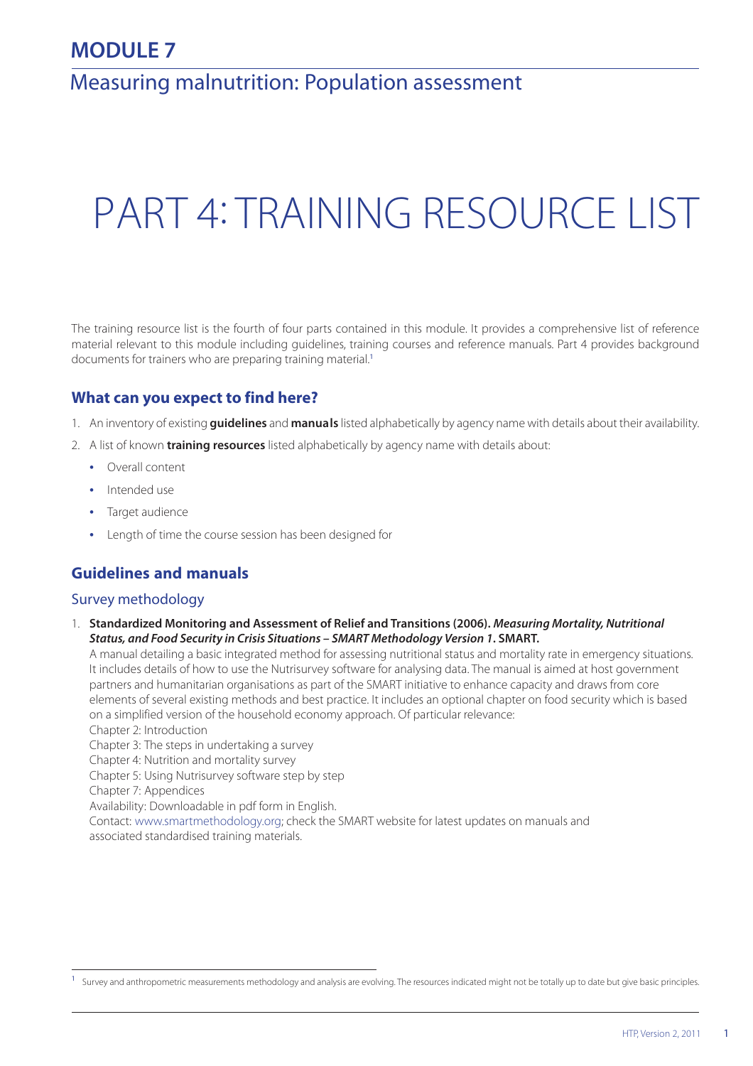# MODULE 7

## Measuring malnutrition: Population assessment

# PART 4: TRAINING RESOURCE LIST

The training resource list is the fourth of four parts contained in this module. It provides a comprehensive list of reference material relevant to this module including guidelines, training courses and reference manuals. Part 4 provides background documents for trainers who are preparing training material.[1]

### What can you expect to find here?

1. An inventory of existing **guidelines** and **manuals** listed alphabetically by agency name with details about their availability.
2. A list of known **training resources** listed alphabetically by agency name with details about:
   - Overall content
   - Intended use
   - Target audience
   - Length of time the course session has been designed for

### Guidelines and manuals

#### Survey methodology

1. **Standardized Monitoring and Assessment of Relief and Transitions (2006). *Measuring Mortality, Nutritional Status, and Food Security in Crisis Situations – SMART Methodology Version 1*. SMART.**
   A manual detailing a basic integrated method for assessing nutritional status and mortality rate in emergency situations. It includes details of how to use the Nutrisurvey software for analysing data. The manual is aimed at host government partners and humanitarian organisations as part of the SMART initiative to enhance capacity and draws from core elements of several existing methods and best practice. It includes an optional chapter on food security which is based on a simplified version of the household economy approach. Of particular relevance:
   Chapter 2: Introduction
   Chapter 3: The steps in undertaking a survey
   Chapter 4: Nutrition and mortality survey
   Chapter 5: Using Nutrisurvey software step by step
   Chapter 7: Appendices
   Availability: Downloadable in pdf form in English.
   Contact: www.smartmethodology.org; check the SMART website for latest updates on manuals and associated standardised training materials.

[1] Survey and anthropometric measurements methodology and analysis are evolving. The resources indicated might not be totally up to date but give basic principles.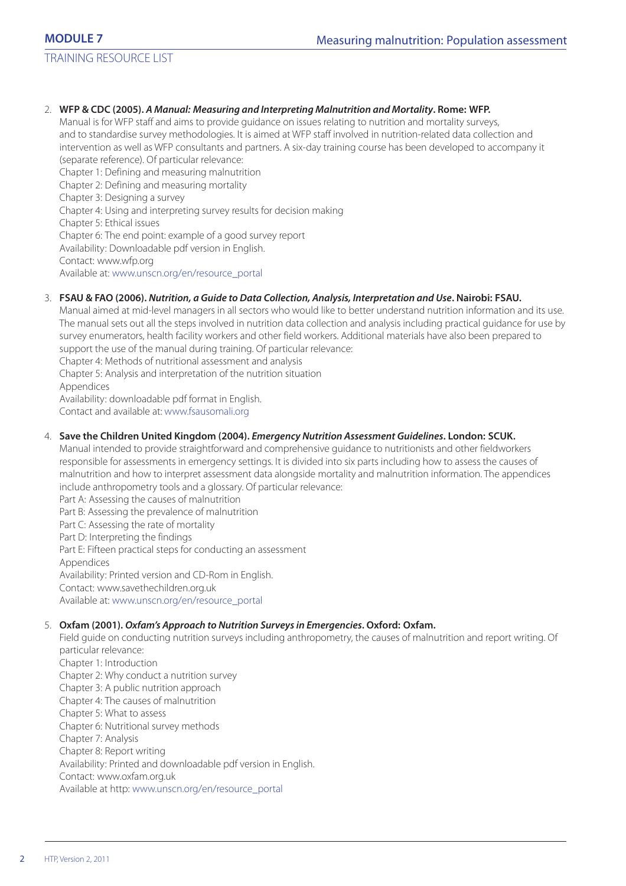2. **WFP & CDC (2005). *A Manual: Measuring and Interpreting Malnutrition and Mortality*. Rome: WFP.**
   Manual is for WFP staff and aims to provide guidance on issues relating to nutrition and mortality surveys, and to standardise survey methodologies. It is aimed at WFP staff involved in nutrition-related data collection and intervention as well as WFP consultants and partners. A six-day training course has been developed to accompany it (separate reference). Of particular relevance:
   Chapter 1: Defining and measuring malnutrition
   Chapter 2: Defining and measuring mortality
   Chapter 3: Designing a survey
   Chapter 4: Using and interpreting survey results for decision making
   Chapter 5: Ethical issues
   Chapter 6: The end point: example of a good survey report
   Availability: Downloadable pdf version in English.
   Contact: www.wfp.org
   Available at: www.unscn.org/en/resource_portal

3. **FSAU & FAO (2006). *Nutrition, a Guide to Data Collection, Analysis, Interpretation and Use*. Nairobi: FSAU.**
   Manual aimed at mid-level managers in all sectors who would like to better understand nutrition information and its use. The manual sets out all the steps involved in nutrition data collection and analysis including practical guidance for use by survey enumerators, health facility workers and other field workers. Additional materials have also been prepared to support the use of the manual during training. Of particular relevance:
   Chapter 4: Methods of nutritional assessment and analysis
   Chapter 5: Analysis and interpretation of the nutrition situation
   Appendices
   Availability: downloadable pdf format in English.
   Contact and available at: www.fsausomali.org

4. **Save the Children United Kingdom (2004). *Emergency Nutrition Assessment Guidelines*. London: SCUK.**
   Manual intended to provide straightforward and comprehensive guidance to nutritionists and other fieldworkers responsible for assessments in emergency settings. It is divided into six parts including how to assess the causes of malnutrition and how to interpret assessment data alongside mortality and malnutrition information. The appendices include anthropometry tools and a glossary. Of particular relevance:
   Part A: Assessing the causes of malnutrition
   Part B: Assessing the prevalence of malnutrition
   Part C: Assessing the rate of mortality
   Part D: Interpreting the findings
   Part E: Fifteen practical steps for conducting an assessment
   Appendices
   Availability: Printed version and CD-Rom in English.
   Contact: www.savethechildren.org.uk
   Available at: www.unscn.org/en/resource_portal

5. **Oxfam (2001). *Oxfam's Approach to Nutrition Surveys in Emergencies*. Oxford: Oxfam.**
   Field guide on conducting nutrition surveys including anthropometry, the causes of malnutrition and report writing. Of particular relevance:
   Chapter 1: Introduction
   Chapter 2: Why conduct a nutrition survey
   Chapter 3: A public nutrition approach
   Chapter 4: The causes of malnutrition
   Chapter 5: What to assess
   Chapter 6: Nutritional survey methods
   Chapter 7: Analysis
   Chapter 8: Report writing
   Availability: Printed and downloadable pdf version in English.
   Contact: www.oxfam.org.uk
   Available at http: www.unscn.org/en/resource_portal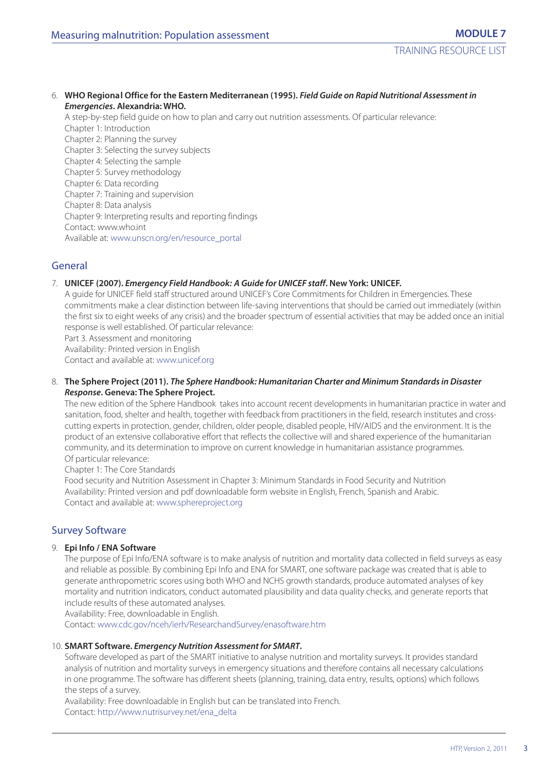6. **WHO Regional Office for the Eastern Mediterranean (1995).** ***Field Guide on Rapid Nutritional Assessment in Emergencies*****. Alexandria: WHO.**

   A step-by-step field guide on how to plan and carry out nutrition assessments. Of particular relevance:
   Chapter 1: Introduction
   Chapter 2: Planning the survey
   Chapter 3: Selecting the survey subjects
   Chapter 4: Selecting the sample
   Chapter 5: Survey methodology
   Chapter 6: Data recording
   Chapter 7: Training and supervision
   Chapter 8: Data analysis
   Chapter 9: Interpreting results and reporting findings
   Contact: www.who.int
   Available at: www.unscn.org/en/resource_portal

## General

7. **UNICEF (2007).** ***Emergency Field Handbook: A Guide for UNICEF staff*****. New York: UNICEF.**

   A guide for UNICEF field staff structured around UNICEF's Core Commitments for Children in Emergencies. These commitments make a clear distinction between life-saving interventions that should be carried out immediately (within the first six to eight weeks of any crisis) and the broader spectrum of essential activities that may be added once an initial response is well established. Of particular relevance:
   Part 3. Assessment and monitoring
   Availability: Printed version in English
   Contact and available at: www.unicef.org

8. **The Sphere Project (2011).** ***The Sphere Handbook: Humanitarian Charter and Minimum Standards in Disaster Response*****. Geneva: The Sphere Project.**

   The new edition of the Sphere Handbook takes into account recent developments in humanitarian practice in water and sanitation, food, shelter and health, together with feedback from practitioners in the field, research institutes and cross-cutting experts in protection, gender, children, older people, disabled people, HIV/AIDS and the environment. It is the product of an extensive collaborative effort that reflects the collective will and shared experience of the humanitarian community, and its determination to improve on current knowledge in humanitarian assistance programmes.
   Of particular relevance:
   Chapter 1: The Core Standards
   Food security and Nutrition Assessment in Chapter 3: Minimum Standards in Food Security and Nutrition
   Availability: Printed version and pdf downloadable form website in English, French, Spanish and Arabic.
   Contact and available at: www.sphereproject.org

## Survey Software

9. **Epi Info / ENA Software**

   The purpose of Epi Info/ENA software is to make analysis of nutrition and mortality data collected in field surveys as easy and reliable as possible. By combining Epi Info and ENA for SMART, one software package was created that is able to generate anthropometric scores using both WHO and NCHS growth standards, produce automated analyses of key mortality and nutrition indicators, conduct automated plausibility and data quality checks, and generate reports that include results of these automated analyses.
   Availability: Free, downloadable in English.
   Contact: www.cdc.gov/nceh/ierh/ResearchandSurvey/enasoftware.htm

10. **SMART Software.** ***Emergency Nutrition Assessment for SMART*****.**

    Software developed as part of the SMART initiative to analyse nutrition and mortality surveys. It provides standard analysis of nutrition and mortality surveys in emergency situations and therefore contains all necessary calculations in one programme. The software has different sheets (planning, training, data entry, results, options) which follows the steps of a survey.
    Availability: Free downloadable in English but can be translated into French.
    Contact: http://www.nutrisurvey.net/ena_delta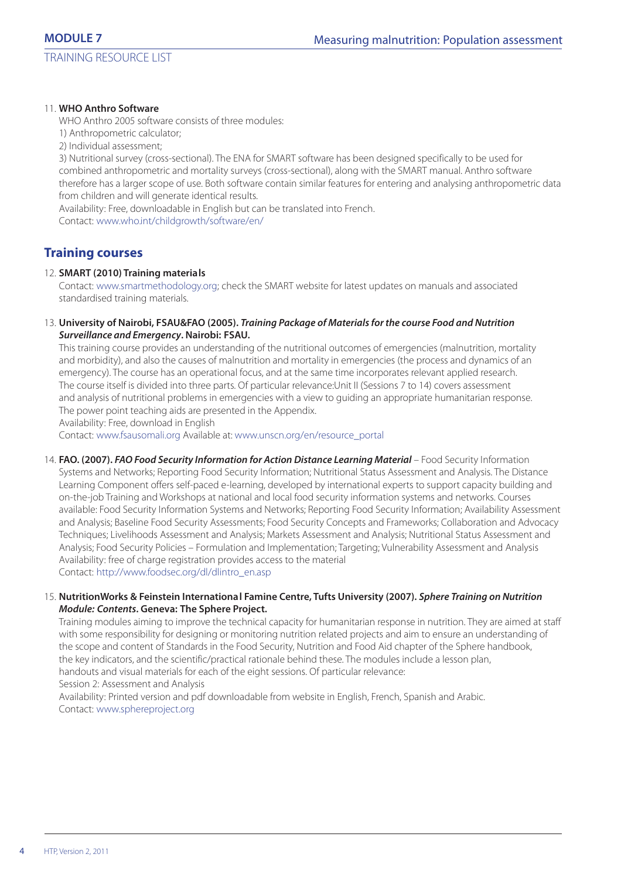11. **WHO Anthro Software**

    WHO Anthro 2005 software consists of three modules:

    1) Anthropometric calculator;

    2) Individual assessment;

    3) Nutritional survey (cross-sectional). The ENA for SMART software has been designed specifically to be used for combined anthropometric and mortality surveys (cross-sectional), along with the SMART manual. Anthro software therefore has a larger scope of use. Both software contain similar features for entering and analysing anthropometric data from children and will generate identical results.

    Availability: Free, downloadable in English but can be translated into French.

    Contact: www.who.int/childgrowth/software/en/

## Training courses

12. **SMART (2010) Training materials**

    Contact: www.smartmethodology.org; check the SMART website for latest updates on manuals and associated standardised training materials.

13. **University of Nairobi, FSAU&FAO (2005).** ***Training Package of Materials for the course Food and Nutrition Surveillance and Emergency*****. Nairobi: FSAU.**

    This training course provides an understanding of the nutritional outcomes of emergencies (malnutrition, mortality and morbidity), and also the causes of malnutrition and mortality in emergencies (the process and dynamics of an emergency). The course has an operational focus, and at the same time incorporates relevant applied research. The course itself is divided into three parts. Of particular relevance:Unit II (Sessions 7 to 14) covers assessment and analysis of nutritional problems in emergencies with a view to guiding an appropriate humanitarian response. The power point teaching aids are presented in the Appendix.

    Availability: Free, download in English

    Contact: www.fsausomali.org Available at: www.unscn.org/en/resource_portal

14. **FAO. (2007).** ***FAO Food Security Information for Action Distance Learning Material*** – Food Security Information Systems and Networks; Reporting Food Security Information; Nutritional Status Assessment and Analysis. The Distance Learning Component offers self-paced e-learning, developed by international experts to support capacity building and on-the-job Training and Workshops at national and local food security information systems and networks. Courses available: Food Security Information Systems and Networks; Reporting Food Security Information; Availability Assessment and Analysis; Baseline Food Security Assessments; Food Security Concepts and Frameworks; Collaboration and Advocacy Techniques; Livelihoods Assessment and Analysis; Markets Assessment and Analysis; Nutritional Status Assessment and Analysis; Food Security Policies – Formulation and Implementation; Targeting; Vulnerability Assessment and Analysis

    Availability: free of charge registration provides access to the material

    Contact: http://www.foodsec.org/dl/dlintro_en.asp

15. **NutritionWorks & Feinstein International Famine Centre, Tufts University (2007).** ***Sphere Training on Nutrition Module: Contents*****. Geneva: The Sphere Project.**

    Training modules aiming to improve the technical capacity for humanitarian response in nutrition. They are aimed at staff with some responsibility for designing or monitoring nutrition related projects and aim to ensure an understanding of the scope and content of Standards in the Food Security, Nutrition and Food Aid chapter of the Sphere handbook, the key indicators, and the scientific/practical rationale behind these. The modules include a lesson plan, handouts and visual materials for each of the eight sessions. Of particular relevance:

    Session 2: Assessment and Analysis

    Availability: Printed version and pdf downloadable from website in English, French, Spanish and Arabic.

    Contact: www.sphereproject.org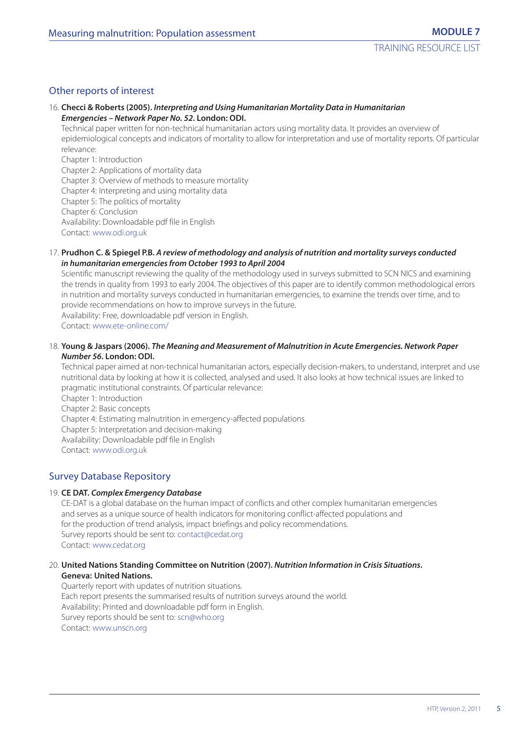## Other reports of interest

16. **Checci & Roberts (2005). *Interpreting and Using Humanitarian Mortality Data in Humanitarian Emergencies – Network Paper No. 52*. London: ODI.**
    Technical paper written for non-technical humanitarian actors using mortality data. It provides an overview of epidemiological concepts and indicators of mortality to allow for interpretation and use of mortality reports. Of particular relevance:
    Chapter 1: Introduction
    Chapter 2: Applications of mortality data
    Chapter 3: Overview of methods to measure mortality
    Chapter 4: Interpreting and using mortality data
    Chapter 5: The politics of mortality
    Chapter 6: Conclusion
    Availability: Downloadable pdf file in English
    Contact: www.odi.org.uk

17. **Prudhon C. & Spiegel P.B. *A review of methodology and analysis of nutrition and mortality surveys conducted in humanitarian emergencies from October 1993 to April 2004***
    Scientific manuscript reviewing the quality of the methodology used in surveys submitted to SCN NICS and examining the trends in quality from 1993 to early 2004. The objectives of this paper are to identify common methodological errors in nutrition and mortality surveys conducted in humanitarian emergencies, to examine the trends over time, and to provide recommendations on how to improve surveys in the future.
    Availability: Free, downloadable pdf version in English.
    Contact: www.ete-online.com/

18. **Young & Jaspars (2006). *The Meaning and Measurement of Malnutrition in Acute Emergencies. Network Paper Number 56*. London: ODI.**
    Technical paper aimed at non-technical humanitarian actors, especially decision-makers, to understand, interpret and use nutritional data by looking at how it is collected, analysed and used. It also looks at how technical issues are linked to pragmatic institutional constraints. Of particular relevance:
    Chapter 1: Introduction
    Chapter 2: Basic concepts
    Chapter 4: Estimating malnutrition in emergency-affected populations
    Chapter 5: Interpretation and decision-making
    Availability: Downloadable pdf file in English
    Contact: www.odi.org.uk

## Survey Database Repository

19. **CE DAT. *Complex Emergency Database***
    CE-DAT is a global database on the human impact of conflicts and other complex humanitarian emergencies and serves as a unique source of health indicators for monitoring conflict-affected populations and for the production of trend analysis, impact briefings and policy recommendations.
    Survey reports should be sent to: contact@cedat.org
    Contact: www.cedat.org

20. **United Nations Standing Committee on Nutrition (2007). *Nutrition Information in Crisis Situations*. Geneva: United Nations.**
    Quarterly report with updates of nutrition situations.
    Each report presents the summarised results of nutrition surveys around the world.
    Availability: Printed and downloadable pdf form in English.
    Survey reports should be sent to: scn@who.org
    Contact: www.unscn.org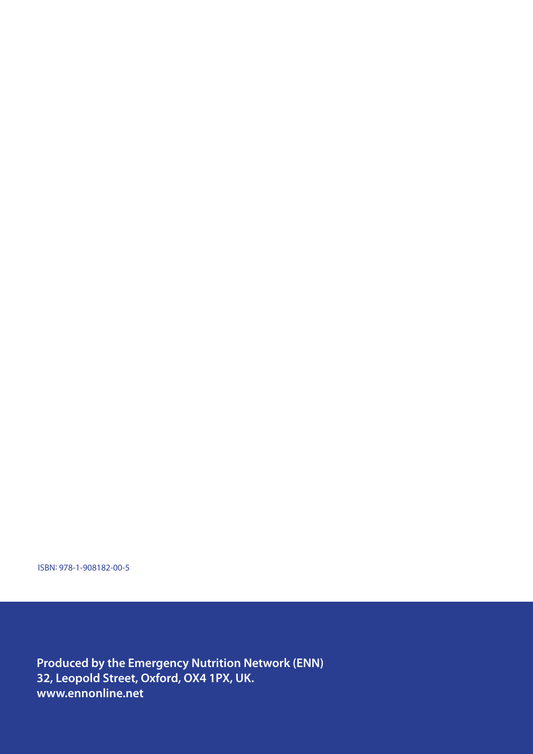ISBN: 978-1-908182-00-5

**Produced by the Emergency Nutrition Network (ENN)**
**32, Leopold Street, Oxford, OX4 1PX, UK.**
**www.ennonline.net**